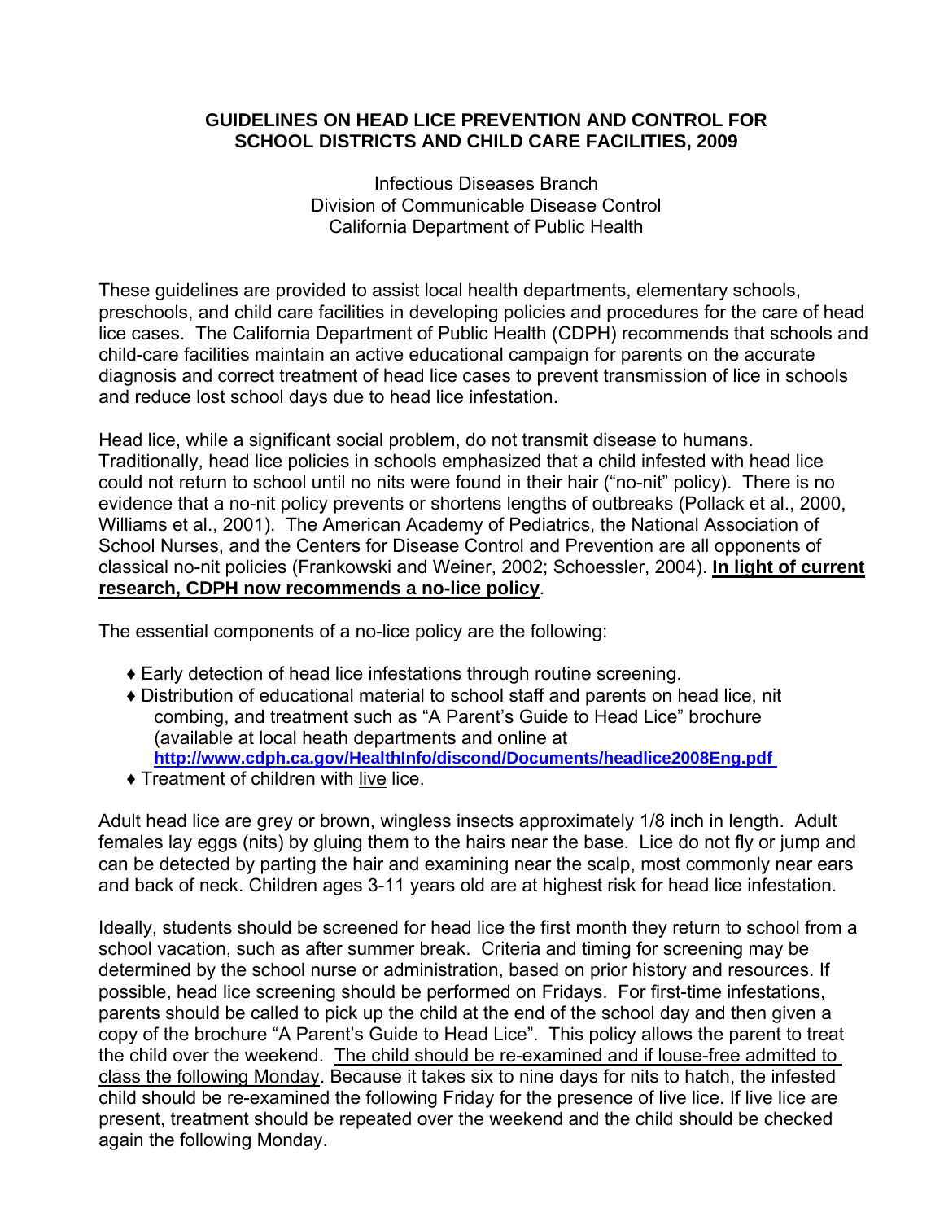# GUIDELINES ON HEAD LICE PREVENTION AND CONTROL FOR SCHOOL DISTRICTS AND CHILD CARE FACILITIES, 2009

Infectious Diseases Branch
Division of Communicable Disease Control
California Department of Public Health

These guidelines are provided to assist local health departments, elementary schools, preschools, and child care facilities in developing policies and procedures for the care of head lice cases. The California Department of Public Health (CDPH) recommends that schools and child-care facilities maintain an active educational campaign for parents on the accurate diagnosis and correct treatment of head lice cases to prevent transmission of lice in schools and reduce lost school days due to head lice infestation.

Head lice, while a significant social problem, do not transmit disease to humans. Traditionally, head lice policies in schools emphasized that a child infested with head lice could not return to school until no nits were found in their hair ("no-nit" policy). There is no evidence that a no-nit policy prevents or shortens lengths of outbreaks (Pollack et al., 2000, Williams et al., 2001). The American Academy of Pediatrics, the National Association of School Nurses, and the Centers for Disease Control and Prevention are all opponents of classical no-nit policies (Frankowski and Weiner, 2002; Schoessler, 2004). **In light of current research, CDPH now recommends a no-lice policy**.

The essential components of a no-lice policy are the following:

- Early detection of head lice infestations through routine screening.
- Distribution of educational material to school staff and parents on head lice, nit combing, and treatment such as "A Parent's Guide to Head Lice" brochure (available at local heath departments and online at **http://www.cdph.ca.gov/HealthInfo/discond/Documents/headlice2008Eng.pdf**
- Treatment of children with live lice.

Adult head lice are grey or brown, wingless insects approximately 1/8 inch in length. Adult females lay eggs (nits) by gluing them to the hairs near the base. Lice do not fly or jump and can be detected by parting the hair and examining near the scalp, most commonly near ears and back of neck. Children ages 3-11 years old are at highest risk for head lice infestation.

Ideally, students should be screened for head lice the first month they return to school from a school vacation, such as after summer break. Criteria and timing for screening may be determined by the school nurse or administration, based on prior history and resources. If possible, head lice screening should be performed on Fridays. For first-time infestations, parents should be called to pick up the child at the end of the school day and then given a copy of the brochure "A Parent's Guide to Head Lice". This policy allows the parent to treat the child over the weekend. The child should be re-examined and if louse-free admitted to class the following Monday. Because it takes six to nine days for nits to hatch, the infested child should be re-examined the following Friday for the presence of live lice. If live lice are present, treatment should be repeated over the weekend and the child should be checked again the following Monday.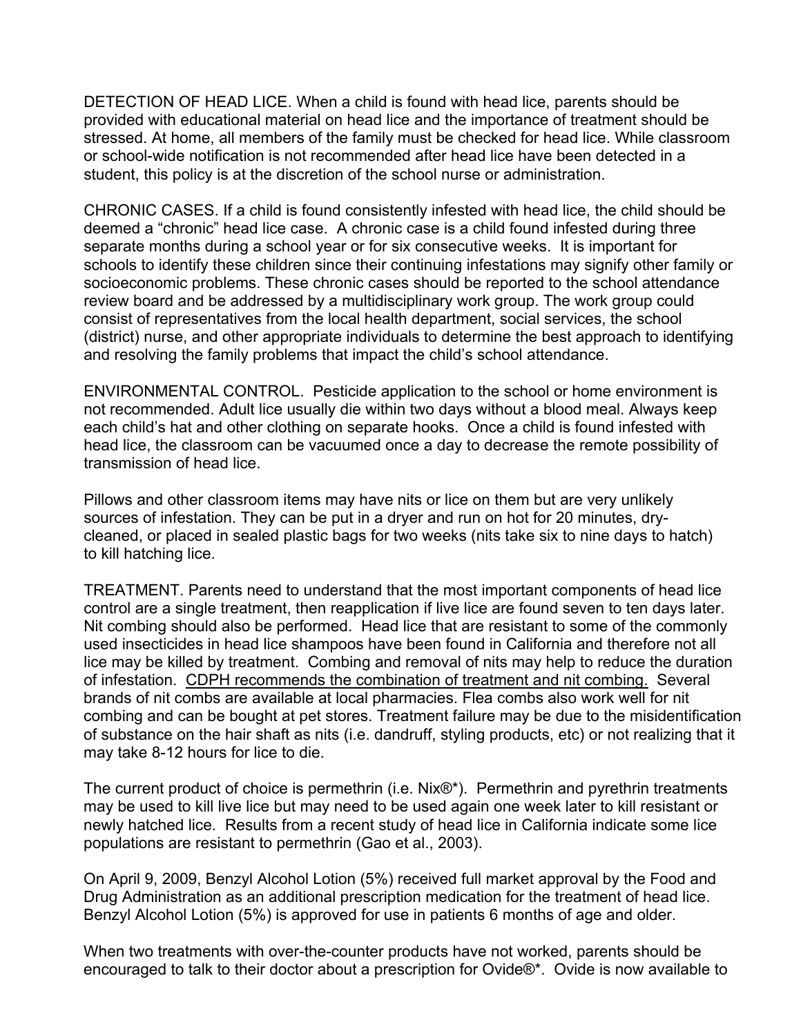DETECTION OF HEAD LICE. When a child is found with head lice, parents should be provided with educational material on head lice and the importance of treatment should be stressed. At home, all members of the family must be checked for head lice. While classroom or school-wide notification is not recommended after head lice have been detected in a student, this policy is at the discretion of the school nurse or administration.

CHRONIC CASES. If a child is found consistently infested with head lice, the child should be deemed a "chronic" head lice case. A chronic case is a child found infested during three separate months during a school year or for six consecutive weeks. It is important for schools to identify these children since their continuing infestations may signify other family or socioeconomic problems. These chronic cases should be reported to the school attendance review board and be addressed by a multidisciplinary work group. The work group could consist of representatives from the local health department, social services, the school (district) nurse, and other appropriate individuals to determine the best approach to identifying and resolving the family problems that impact the child's school attendance.

ENVIRONMENTAL CONTROL. Pesticide application to the school or home environment is not recommended. Adult lice usually die within two days without a blood meal. Always keep each child's hat and other clothing on separate hooks. Once a child is found infested with head lice, the classroom can be vacuumed once a day to decrease the remote possibility of transmission of head lice.

Pillows and other classroom items may have nits or lice on them but are very unlikely sources of infestation. They can be put in a dryer and run on hot for 20 minutes, dry-cleaned, or placed in sealed plastic bags for two weeks (nits take six to nine days to hatch) to kill hatching lice.

TREATMENT. Parents need to understand that the most important components of head lice control are a single treatment, then reapplication if live lice are found seven to ten days later. Nit combing should also be performed. Head lice that are resistant to some of the commonly used insecticides in head lice shampoos have been found in California and therefore not all lice may be killed by treatment. Combing and removal of nits may help to reduce the duration of infestation. <u>CDPH recommends the combination of treatment and nit combing.</u> Several brands of nit combs are available at local pharmacies. Flea combs also work well for nit combing and can be bought at pet stores. Treatment failure may be due to the misidentification of substance on the hair shaft as nits (i.e. dandruff, styling products, etc) or not realizing that it may take 8-12 hours for lice to die.

The current product of choice is permethrin (i.e. Nix®*). Permethrin and pyrethrin treatments may be used to kill live lice but may need to be used again one week later to kill resistant or newly hatched lice. Results from a recent study of head lice in California indicate some lice populations are resistant to permethrin (Gao et al., 2003).

On April 9, 2009, Benzyl Alcohol Lotion (5%) received full market approval by the Food and Drug Administration as an additional prescription medication for the treatment of head lice. Benzyl Alcohol Lotion (5%) is approved for use in patients 6 months of age and older.

When two treatments with over-the-counter products have not worked, parents should be encouraged to talk to their doctor about a prescription for Ovide®*. Ovide is now available to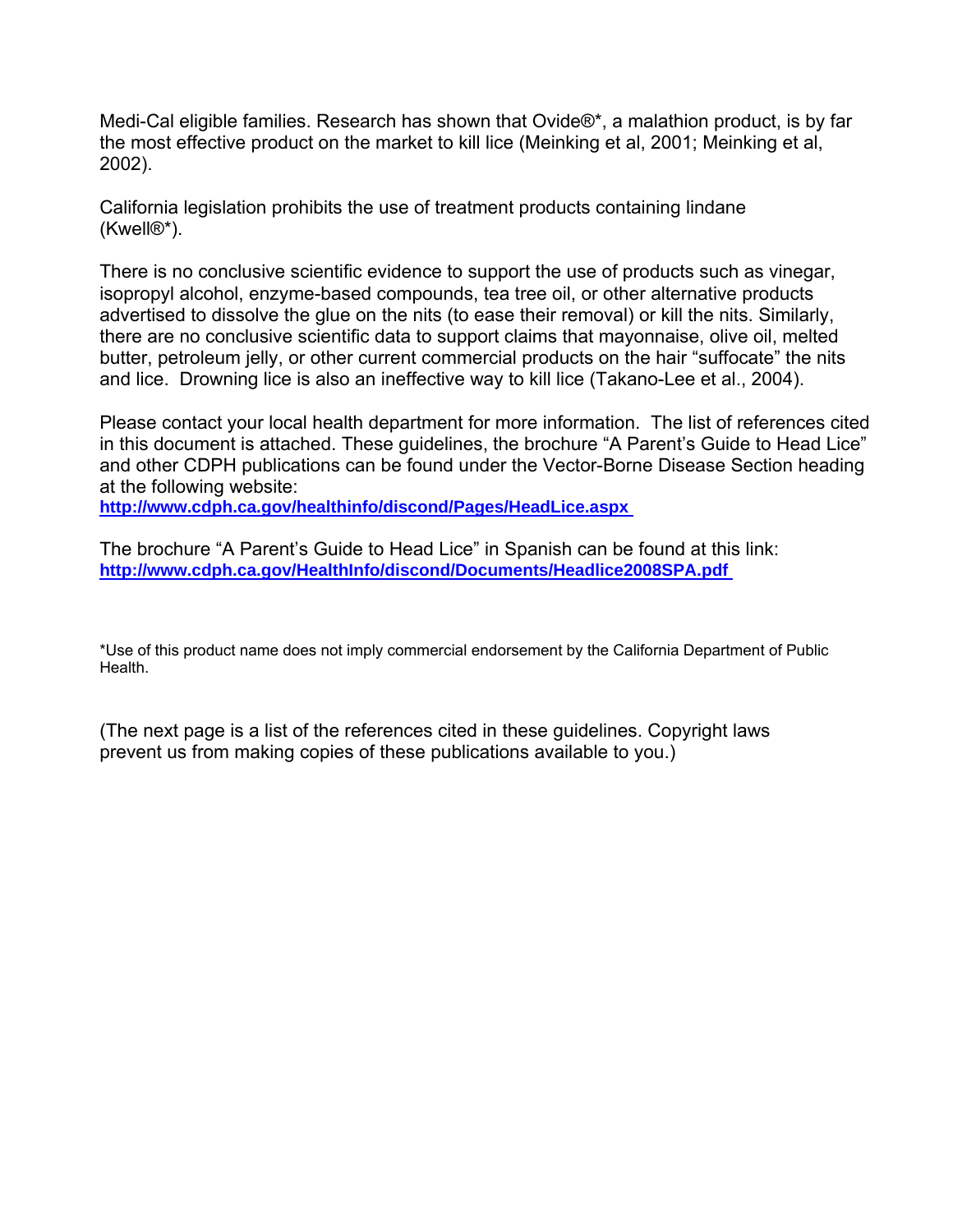Medi-Cal eligible families. Research has shown that Ovide®*, a malathion product, is by far the most effective product on the market to kill lice (Meinking et al, 2001; Meinking et al, 2002).

California legislation prohibits the use of treatment products containing lindane (Kwell®*).

There is no conclusive scientific evidence to support the use of products such as vinegar, isopropyl alcohol, enzyme-based compounds, tea tree oil, or other alternative products advertised to dissolve the glue on the nits (to ease their removal) or kill the nits. Similarly, there are no conclusive scientific data to support claims that mayonnaise, olive oil, melted butter, petroleum jelly, or other current commercial products on the hair "suffocate" the nits and lice. Drowning lice is also an ineffective way to kill lice (Takano-Lee et al., 2004).

Please contact your local health department for more information. The list of references cited in this document is attached. These guidelines, the brochure "A Parent's Guide to Head Lice" and other CDPH publications can be found under the Vector-Borne Disease Section heading at the following website:
**http://www.cdph.ca.gov/healthinfo/discond/Pages/HeadLice.aspx**

The brochure "A Parent's Guide to Head Lice" in Spanish can be found at this link:
**http://www.cdph.ca.gov/HealthInfo/discond/Documents/Headlice2008SPA.pdf**

*Use of this product name does not imply commercial endorsement by the California Department of Public Health.

(The next page is a list of the references cited in these guidelines. Copyright laws prevent us from making copies of these publications available to you.)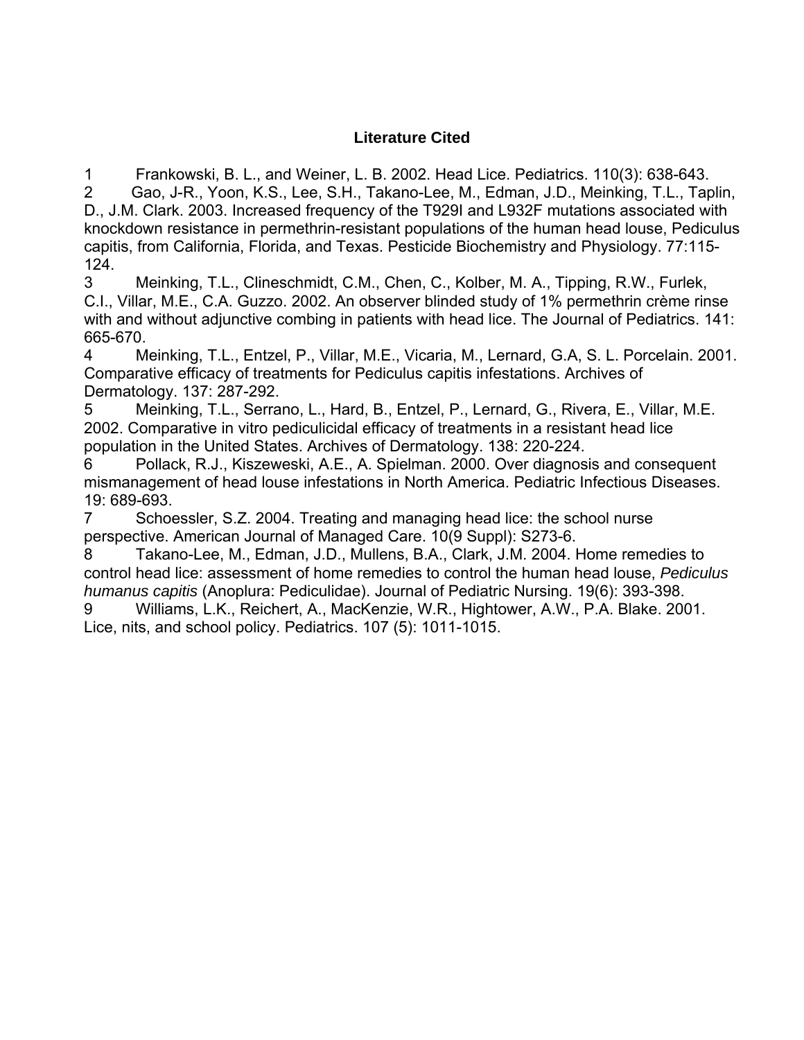## Literature Cited

1 Frankowski, B. L., and Weiner, L. B. 2002. Head Lice. Pediatrics. 110(3): 638-643.

2 Gao, J-R., Yoon, K.S., Lee, S.H., Takano-Lee, M., Edman, J.D., Meinking, T.L., Taplin, D., J.M. Clark. 2003. Increased frequency of the T929I and L932F mutations associated with knockdown resistance in permethrin-resistant populations of the human head louse, Pediculus capitis, from California, Florida, and Texas. Pesticide Biochemistry and Physiology. 77:115-124.

3 Meinking, T.L., Clineschmidt, C.M., Chen, C., Kolber, M. A., Tipping, R.W., Furlek, C.I., Villar, M.E., C.A. Guzzo. 2002. An observer blinded study of 1% permethrin crème rinse with and without adjunctive combing in patients with head lice. The Journal of Pediatrics. 141: 665-670.

4 Meinking, T.L., Entzel, P., Villar, M.E., Vicaria, M., Lernard, G.A, S. L. Porcelain. 2001. Comparative efficacy of treatments for Pediculus capitis infestations. Archives of Dermatology. 137: 287-292.

5 Meinking, T.L., Serrano, L., Hard, B., Entzel, P., Lernard, G., Rivera, E., Villar, M.E. 2002. Comparative in vitro pediculicidal efficacy of treatments in a resistant head lice population in the United States. Archives of Dermatology. 138: 220-224.

6 Pollack, R.J., Kiszeweski, A.E., A. Spielman. 2000. Over diagnosis and consequent mismanagement of head louse infestations in North America. Pediatric Infectious Diseases. 19: 689-693.

7 Schoessler, S.Z. 2004. Treating and managing head lice: the school nurse perspective. American Journal of Managed Care. 10(9 Suppl): S273-6.

8 Takano-Lee, M., Edman, J.D., Mullens, B.A., Clark, J.M. 2004. Home remedies to control head lice: assessment of home remedies to control the human head louse, *Pediculus humanus capitis* (Anoplura: Pediculidae). Journal of Pediatric Nursing. 19(6): 393-398.

9 Williams, L.K., Reichert, A., MacKenzie, W.R., Hightower, A.W., P.A. Blake. 2001. Lice, nits, and school policy. Pediatrics. 107 (5): 1011-1015.